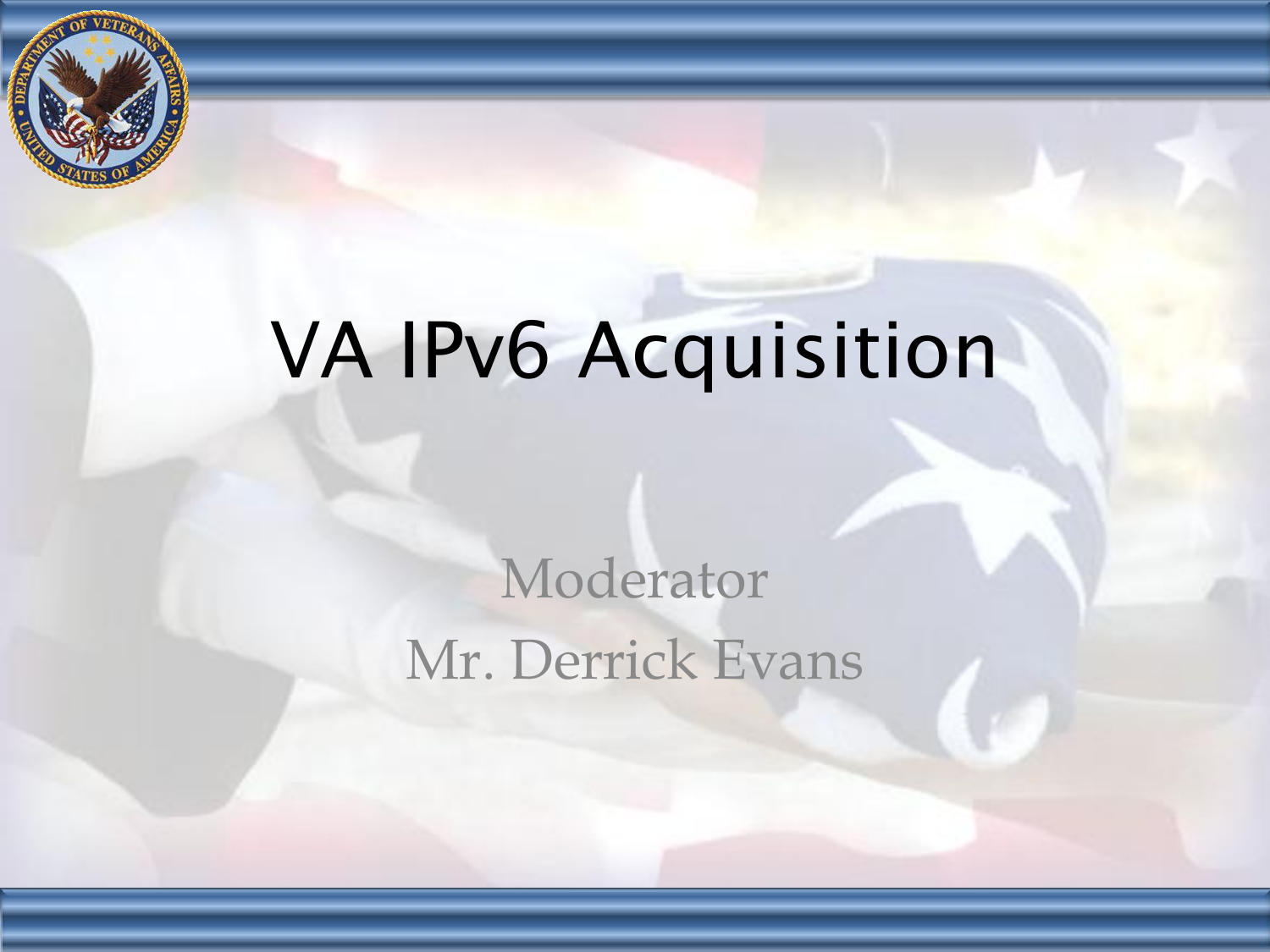# VA IPv6 Acquisition

Moderator

Mr. Derrick Evans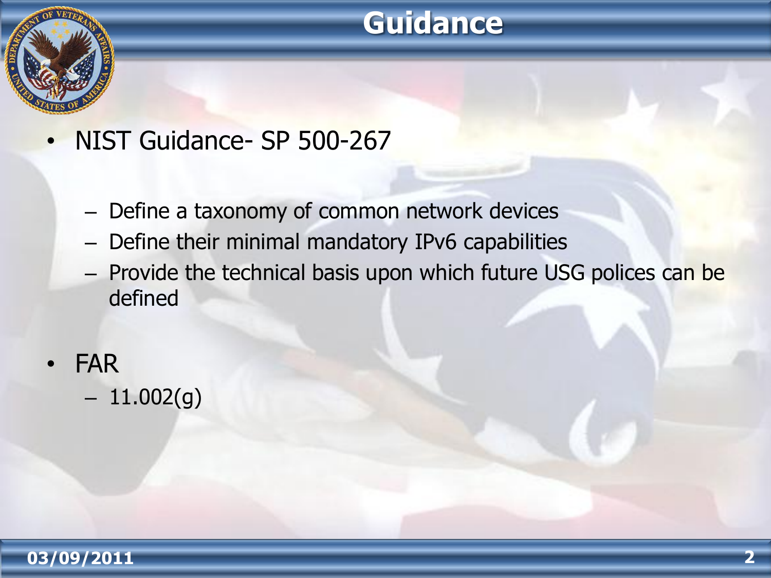# Guidance

- NIST Guidance- SP 500-267
  - Define a taxonomy of common network devices
  - Define their minimal mandatory IPv6 capabilities
  - Provide the technical basis upon which future USG polices can be defined
- FAR
  - 11.002(g)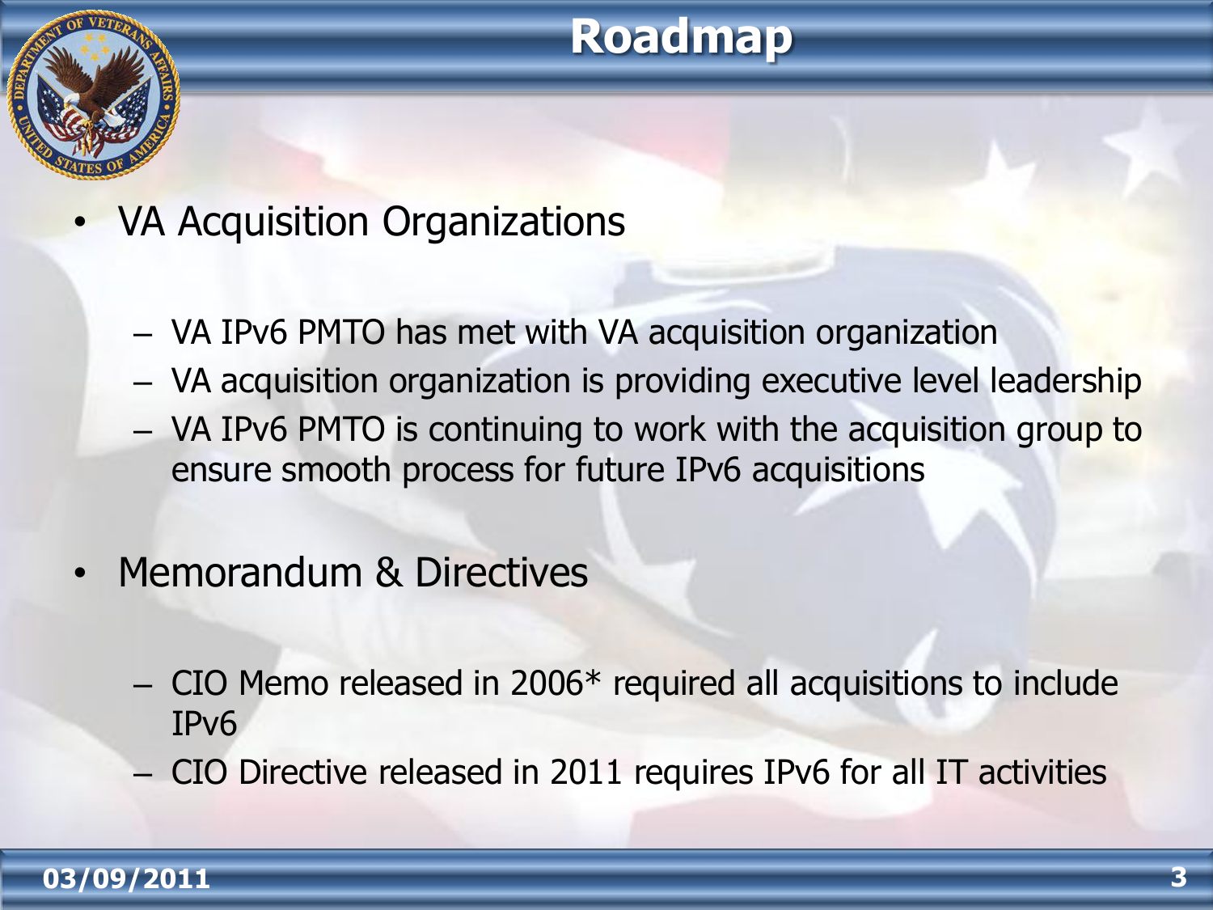# Roadmap

- VA Acquisition Organizations
  - VA IPv6 PMTO has met with VA acquisition organization
  - VA acquisition organization is providing executive level leadership
  - VA IPv6 PMTO is continuing to work with the acquisition group to ensure smooth process for future IPv6 acquisitions
- Memorandum & Directives
  - CIO Memo released in 2006* required all acquisitions to include IPv6
  - CIO Directive released in 2011 requires IPv6 for all IT activities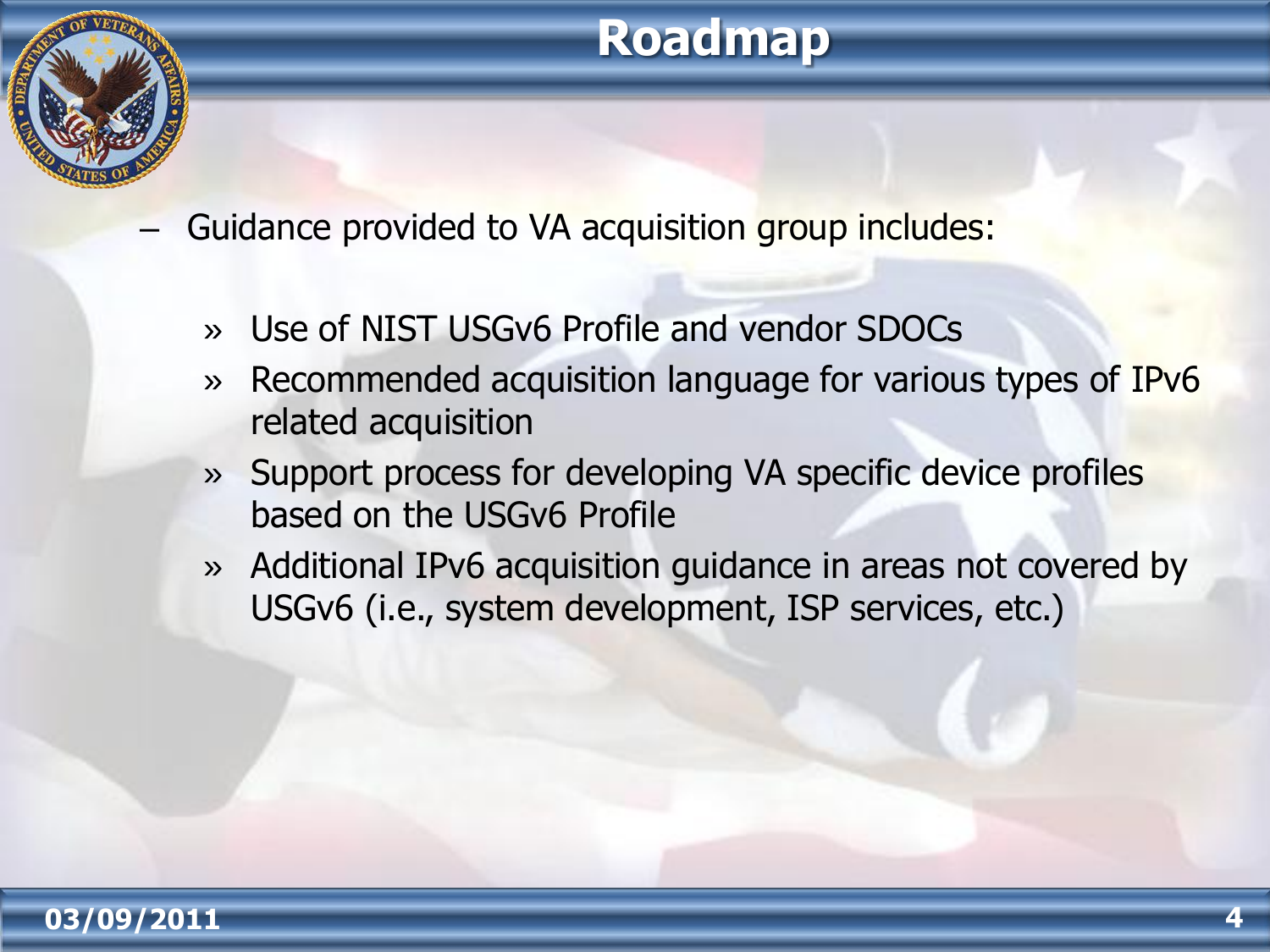# Roadmap

- Guidance provided to VA acquisition group includes:
  - Use of NIST USGv6 Profile and vendor SDOCs
  - Recommended acquisition language for various types of IPv6 related acquisition
  - Support process for developing VA specific device profiles based on the USGv6 Profile
  - Additional IPv6 acquisition guidance in areas not covered by USGv6 (i.e., system development, ISP services, etc.)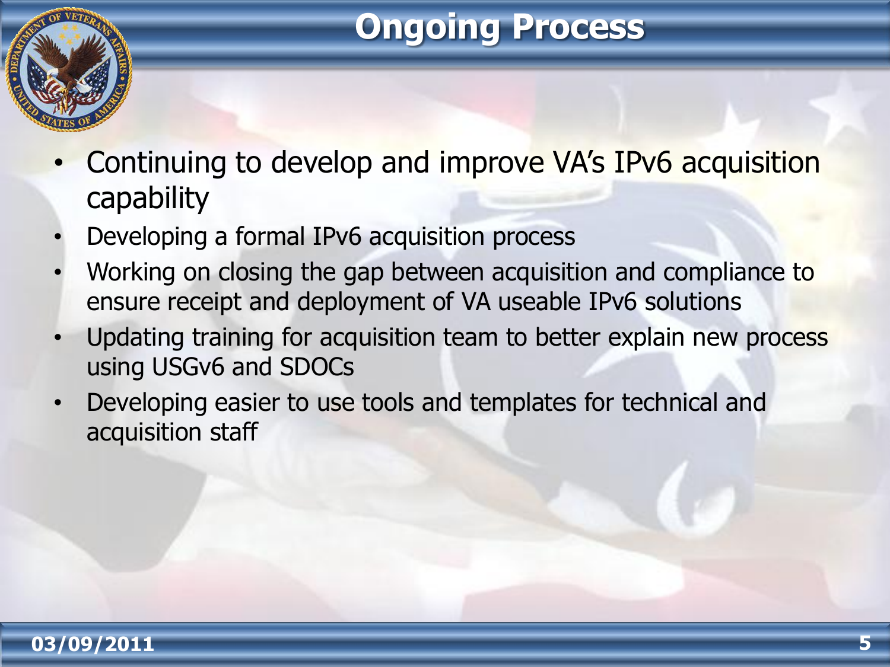# Ongoing Process

- Continuing to develop and improve VA's IPv6 acquisition capability
- Developing a formal IPv6 acquisition process
- Working on closing the gap between acquisition and compliance to ensure receipt and deployment of VA useable IPv6 solutions
- Updating training for acquisition team to better explain new process using USGv6 and SDOCs
- Developing easier to use tools and templates for technical and acquisition staff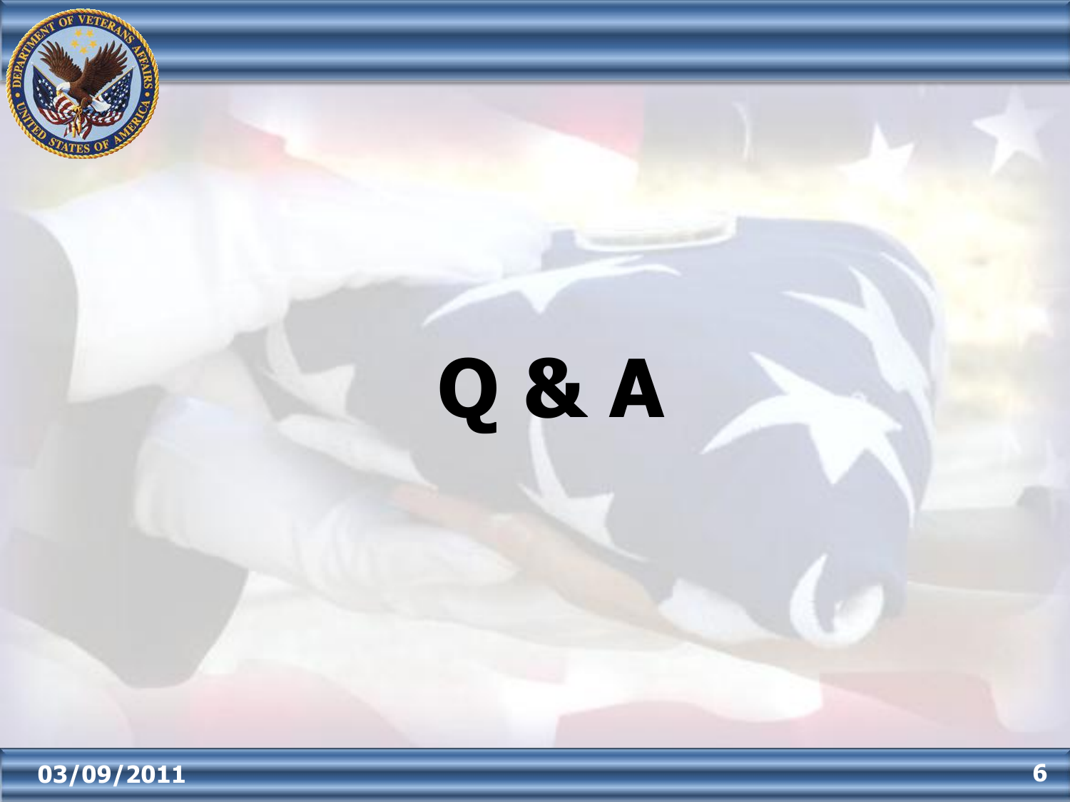# Q & A